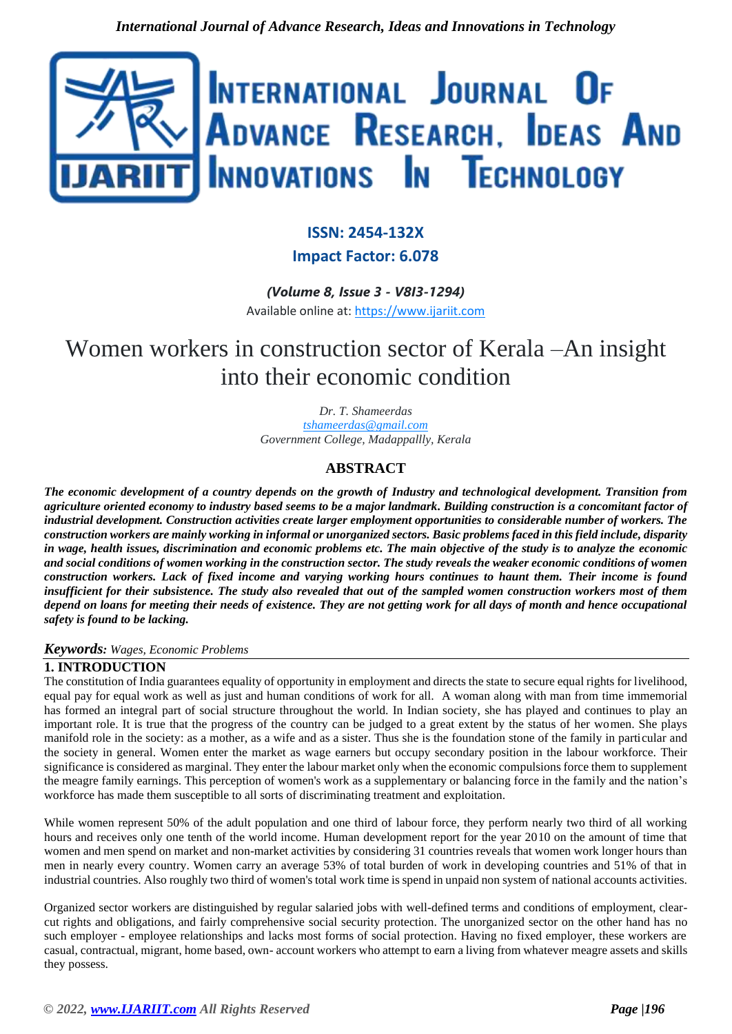**ISSN: 2454-132X**

**Impact Factor: 6.078**

*(Volume 8, Issue 3 - V8I3-1294)*

Available online at: https://www.ijariit.com

# Women workers in construction sector of Kerala –An insight into their economic condition

*Dr. T. Shameerdas*
*tshameerdas@gmail.com*
*Government College, Madappallly, Kerala*

## ABSTRACT

***The economic development of a country depends on the growth of Industry and technological development. Transition from agriculture oriented economy to industry based seems to be a major landmark. Building construction is a concomitant factor of industrial development. Construction activities create larger employment opportunities to considerable number of workers. The construction workers are mainly working in informal or unorganized sectors. Basic problems faced in this field include, disparity in wage, health issues, discrimination and economic problems etc. The main objective of the study is to analyze the economic and social conditions of women working in the construction sector. The study reveals the weaker economic conditions of women construction workers. Lack of fixed income and varying working hours continues to haunt them. Their income is found insufficient for their subsistence. The study also revealed that out of the sampled women construction workers most of them depend on loans for meeting their needs of existence. They are not getting work for all days of month and hence occupational safety is found to be lacking.***

***Keywords:*** *Wages, Economic Problems*

## 1. INTRODUCTION

The constitution of India guarantees equality of opportunity in employment and directs the state to secure equal rights for livelihood, equal pay for equal work as well as just and human conditions of work for all. A woman along with man from time immemorial has formed an integral part of social structure throughout the world. In Indian society, she has played and continues to play an important role. It is true that the progress of the country can be judged to a great extent by the status of her women. She plays manifold role in the society: as a mother, as a wife and as a sister. Thus she is the foundation stone of the family in particular and the society in general. Women enter the market as wage earners but occupy secondary position in the labour workforce. Their significance is considered as marginal. They enter the labour market only when the economic compulsions force them to supplement the meagre family earnings. This perception of women's work as a supplementary or balancing force in the family and the nation's workforce has made them susceptible to all sorts of discriminating treatment and exploitation.

While women represent 50% of the adult population and one third of labour force, they perform nearly two third of all working hours and receives only one tenth of the world income. Human development report for the year 2010 on the amount of time that women and men spend on market and non-market activities by considering 31 countries reveals that women work longer hours than men in nearly every country. Women carry an average 53% of total burden of work in developing countries and 51% of that in industrial countries. Also roughly two third of women's total work time is spend in unpaid non system of national accounts activities.

Organized sector workers are distinguished by regular salaried jobs with well-defined terms and conditions of employment, clear-cut rights and obligations, and fairly comprehensive social security protection. The unorganized sector on the other hand has no such employer - employee relationships and lacks most forms of social protection. Having no fixed employer, these workers are casual, contractual, migrant, home based, own- account workers who attempt to earn a living from whatever meagre assets and skills they possess.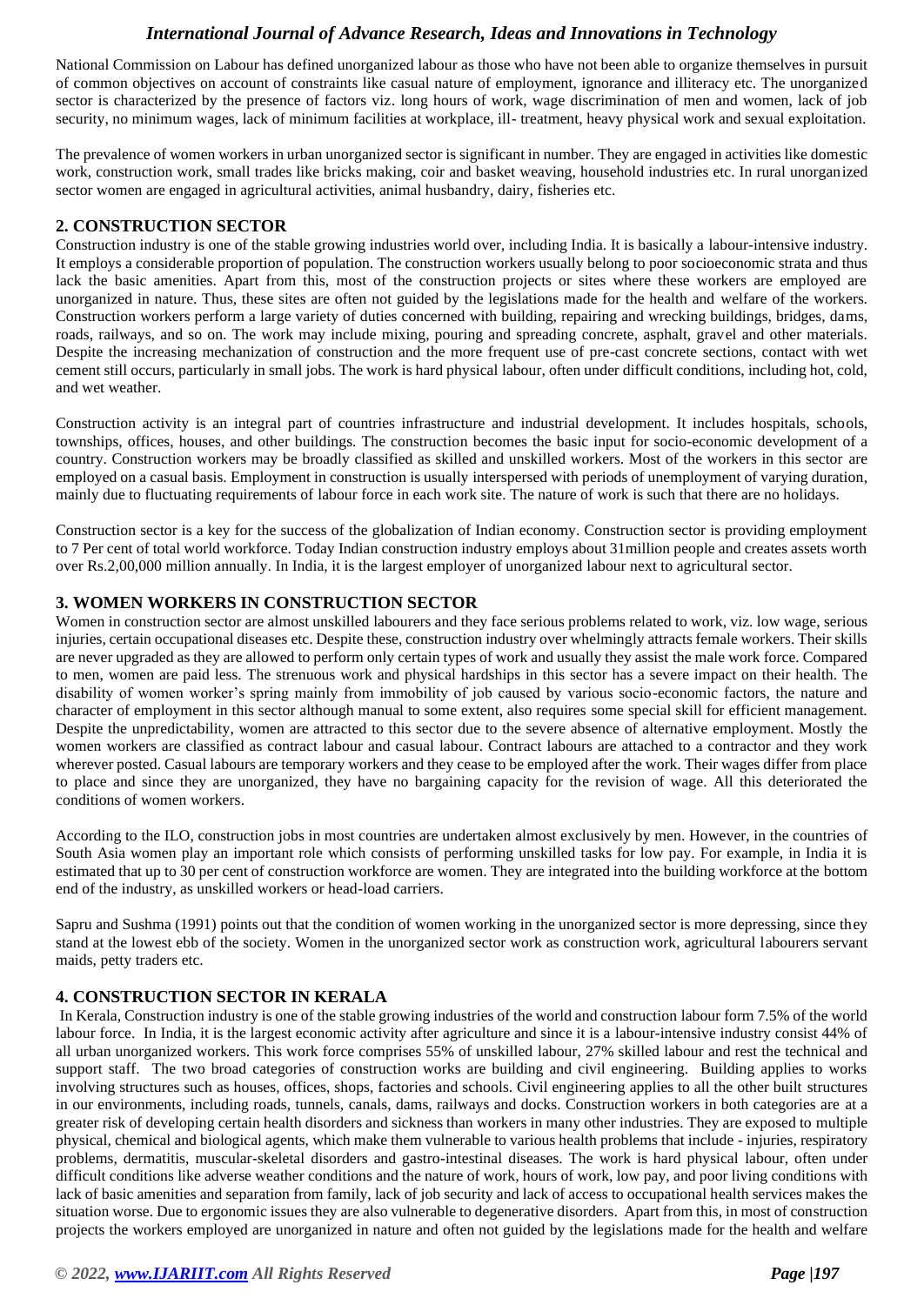National Commission on Labour has defined unorganized labour as those who have not been able to organize themselves in pursuit of common objectives on account of constraints like casual nature of employment, ignorance and illiteracy etc. The unorganized sector is characterized by the presence of factors viz. long hours of work, wage discrimination of men and women, lack of job security, no minimum wages, lack of minimum facilities at workplace, ill- treatment, heavy physical work and sexual exploitation.

The prevalence of women workers in urban unorganized sector is significant in number. They are engaged in activities like domestic work, construction work, small trades like bricks making, coir and basket weaving, household industries etc. In rural unorganized sector women are engaged in agricultural activities, animal husbandry, dairy, fisheries etc.

## 2. CONSTRUCTION SECTOR

Construction industry is one of the stable growing industries world over, including India. It is basically a labour-intensive industry. It employs a considerable proportion of population. The construction workers usually belong to poor socioeconomic strata and thus lack the basic amenities. Apart from this, most of the construction projects or sites where these workers are employed are unorganized in nature. Thus, these sites are often not guided by the legislations made for the health and welfare of the workers. Construction workers perform a large variety of duties concerned with building, repairing and wrecking buildings, bridges, dams, roads, railways, and so on. The work may include mixing, pouring and spreading concrete, asphalt, gravel and other materials. Despite the increasing mechanization of construction and the more frequent use of pre-cast concrete sections, contact with wet cement still occurs, particularly in small jobs. The work is hard physical labour, often under difficult conditions, including hot, cold, and wet weather.

Construction activity is an integral part of countries infrastructure and industrial development. It includes hospitals, schools, townships, offices, houses, and other buildings. The construction becomes the basic input for socio-economic development of a country. Construction workers may be broadly classified as skilled and unskilled workers. Most of the workers in this sector are employed on a casual basis. Employment in construction is usually interspersed with periods of unemployment of varying duration, mainly due to fluctuating requirements of labour force in each work site. The nature of work is such that there are no holidays.

Construction sector is a key for the success of the globalization of Indian economy. Construction sector is providing employment to 7 Per cent of total world workforce. Today Indian construction industry employs about 31million people and creates assets worth over Rs.2,00,000 million annually. In India, it is the largest employer of unorganized labour next to agricultural sector.

## 3. WOMEN WORKERS IN CONSTRUCTION SECTOR

Women in construction sector are almost unskilled labourers and they face serious problems related to work, viz. low wage, serious injuries, certain occupational diseases etc. Despite these, construction industry over whelmingly attracts female workers. Their skills are never upgraded as they are allowed to perform only certain types of work and usually they assist the male work force. Compared to men, women are paid less. The strenuous work and physical hardships in this sector has a severe impact on their health. The disability of women worker's spring mainly from immobility of job caused by various socio-economic factors, the nature and character of employment in this sector although manual to some extent, also requires some special skill for efficient management. Despite the unpredictability, women are attracted to this sector due to the severe absence of alternative employment. Mostly the women workers are classified as contract labour and casual labour. Contract labours are attached to a contractor and they work wherever posted. Casual labours are temporary workers and they cease to be employed after the work. Their wages differ from place to place and since they are unorganized, they have no bargaining capacity for the revision of wage. All this deteriorated the conditions of women workers.

According to the ILO, construction jobs in most countries are undertaken almost exclusively by men. However, in the countries of South Asia women play an important role which consists of performing unskilled tasks for low pay. For example, in India it is estimated that up to 30 per cent of construction workforce are women. They are integrated into the building workforce at the bottom end of the industry, as unskilled workers or head-load carriers.

Sapru and Sushma (1991) points out that the condition of women working in the unorganized sector is more depressing, since they stand at the lowest ebb of the society. Women in the unorganized sector work as construction work, agricultural labourers servant maids, petty traders etc.

## 4. CONSTRUCTION SECTOR IN KERALA

In Kerala, Construction industry is one of the stable growing industries of the world and construction labour form 7.5% of the world labour force. In India, it is the largest economic activity after agriculture and since it is a labour-intensive industry consist 44% of all urban unorganized workers. This work force comprises 55% of unskilled labour, 27% skilled labour and rest the technical and support staff. The two broad categories of construction works are building and civil engineering. Building applies to works involving structures such as houses, offices, shops, factories and schools. Civil engineering applies to all the other built structures in our environments, including roads, tunnels, canals, dams, railways and docks. Construction workers in both categories are at a greater risk of developing certain health disorders and sickness than workers in many other industries. They are exposed to multiple physical, chemical and biological agents, which make them vulnerable to various health problems that include - injuries, respiratory problems, dermatitis, muscular-skeletal disorders and gastro-intestinal diseases. The work is hard physical labour, often under difficult conditions like adverse weather conditions and the nature of work, hours of work, low pay, and poor living conditions with lack of basic amenities and separation from family, lack of job security and lack of access to occupational health services makes the situation worse. Due to ergonomic issues they are also vulnerable to degenerative disorders. Apart from this, in most of construction projects the workers employed are unorganized in nature and often not guided by the legislations made for the health and welfare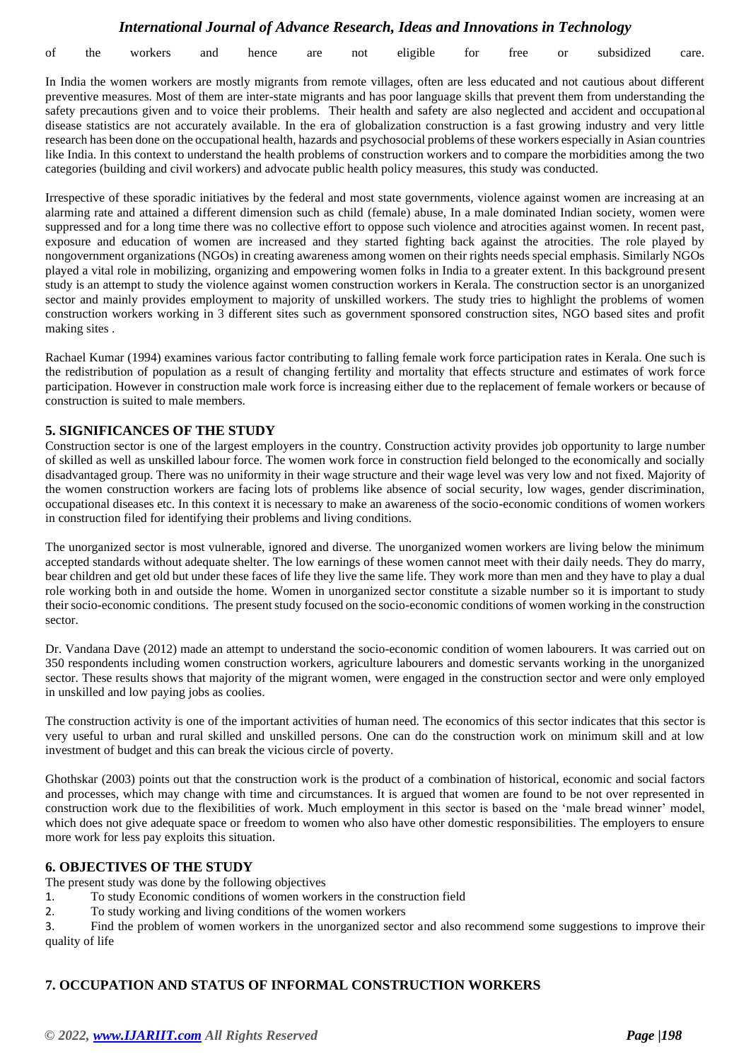of the workers and hence are not eligible for free or subsidized care.

In India the women workers are mostly migrants from remote villages, often are less educated and not cautious about different preventive measures. Most of them are inter-state migrants and has poor language skills that prevent them from understanding the safety precautions given and to voice their problems. Their health and safety are also neglected and accident and occupational disease statistics are not accurately available. In the era of globalization construction is a fast growing industry and very little research has been done on the occupational health, hazards and psychosocial problems of these workers especially in Asian countries like India. In this context to understand the health problems of construction workers and to compare the morbidities among the two categories (building and civil workers) and advocate public health policy measures, this study was conducted.

Irrespective of these sporadic initiatives by the federal and most state governments, violence against women are increasing at an alarming rate and attained a different dimension such as child (female) abuse, In a male dominated Indian society, women were suppressed and for a long time there was no collective effort to oppose such violence and atrocities against women. In recent past, exposure and education of women are increased and they started fighting back against the atrocities. The role played by nongovernment organizations (NGOs) in creating awareness among women on their rights needs special emphasis. Similarly NGOs played a vital role in mobilizing, organizing and empowering women folks in India to a greater extent. In this background present study is an attempt to study the violence against women construction workers in Kerala. The construction sector is an unorganized sector and mainly provides employment to majority of unskilled workers. The study tries to highlight the problems of women construction workers working in 3 different sites such as government sponsored construction sites, NGO based sites and profit making sites .

Rachael Kumar (1994) examines various factor contributing to falling female work force participation rates in Kerala. One such is the redistribution of population as a result of changing fertility and mortality that effects structure and estimates of work force participation. However in construction male work force is increasing either due to the replacement of female workers or because of construction is suited to male members.

## 5. SIGNIFICANCES OF THE STUDY

Construction sector is one of the largest employers in the country. Construction activity provides job opportunity to large number of skilled as well as unskilled labour force. The women work force in construction field belonged to the economically and socially disadvantaged group. There was no uniformity in their wage structure and their wage level was very low and not fixed. Majority of the women construction workers are facing lots of problems like absence of social security, low wages, gender discrimination, occupational diseases etc. In this context it is necessary to make an awareness of the socio-economic conditions of women workers in construction filed for identifying their problems and living conditions.

The unorganized sector is most vulnerable, ignored and diverse. The unorganized women workers are living below the minimum accepted standards without adequate shelter. The low earnings of these women cannot meet with their daily needs. They do marry, bear children and get old but under these faces of life they live the same life. They work more than men and they have to play a dual role working both in and outside the home. Women in unorganized sector constitute a sizable number so it is important to study their socio-economic conditions. The present study focused on the socio-economic conditions of women working in the construction sector.

Dr. Vandana Dave (2012) made an attempt to understand the socio-economic condition of women labourers. It was carried out on 350 respondents including women construction workers, agriculture labourers and domestic servants working in the unorganized sector. These results shows that majority of the migrant women, were engaged in the construction sector and were only employed in unskilled and low paying jobs as coolies.

The construction activity is one of the important activities of human need. The economics of this sector indicates that this sector is very useful to urban and rural skilled and unskilled persons. One can do the construction work on minimum skill and at low investment of budget and this can break the vicious circle of poverty.

Ghothskar (2003) points out that the construction work is the product of a combination of historical, economic and social factors and processes, which may change with time and circumstances. It is argued that women are found to be not over represented in construction work due to the flexibilities of work. Much employment in this sector is based on the 'male bread winner' model, which does not give adequate space or freedom to women who also have other domestic responsibilities. The employers to ensure more work for less pay exploits this situation.

## 6. OBJECTIVES OF THE STUDY

The present study was done by the following objectives

1. To study Economic conditions of women workers in the construction field
2. To study working and living conditions of the women workers
3. Find the problem of women workers in the unorganized sector and also recommend some suggestions to improve their quality of life

## 7. OCCUPATION AND STATUS OF INFORMAL CONSTRUCTION WORKERS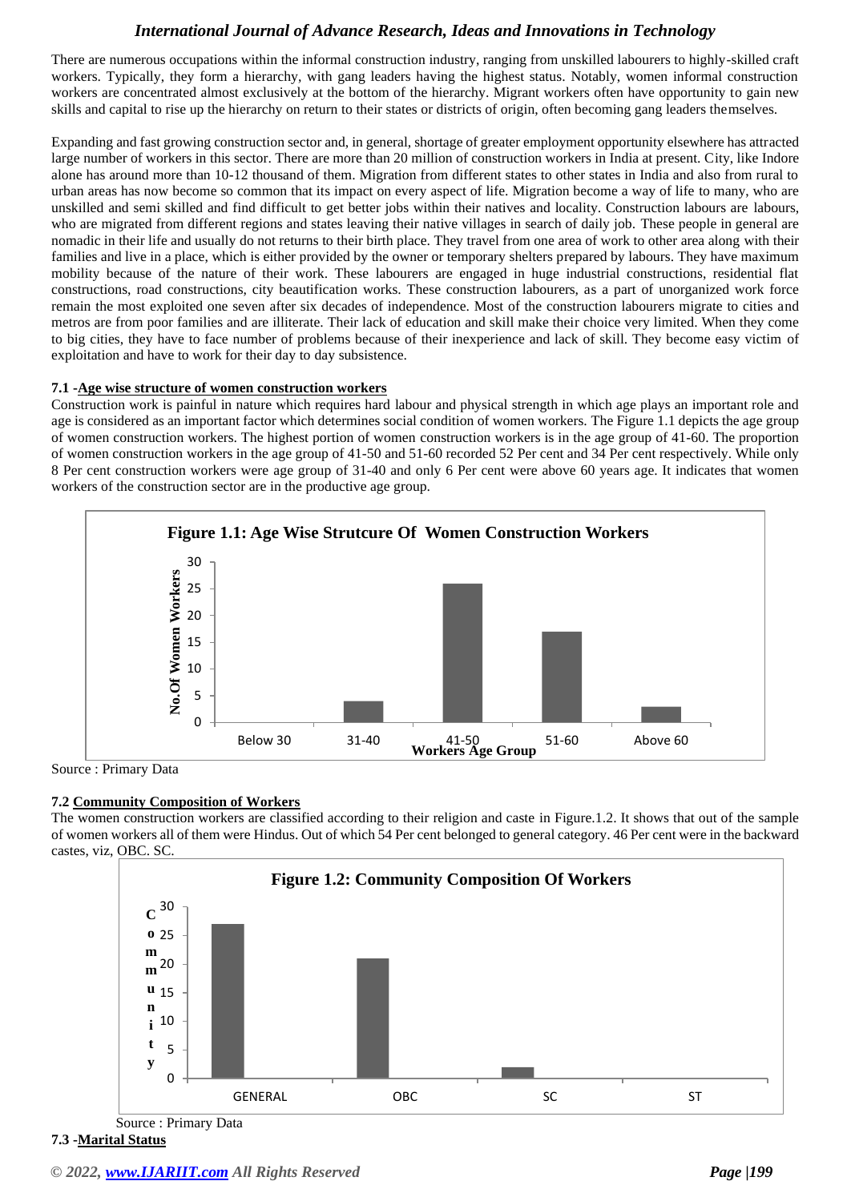There are numerous occupations within the informal construction industry, ranging from unskilled labourers to highly-skilled craft workers. Typically, they form a hierarchy, with gang leaders having the highest status. Notably, women informal construction workers are concentrated almost exclusively at the bottom of the hierarchy. Migrant workers often have opportunity to gain new skills and capital to rise up the hierarchy on return to their states or districts of origin, often becoming gang leaders themselves.

Expanding and fast growing construction sector and, in general, shortage of greater employment opportunity elsewhere has attracted large number of workers in this sector. There are more than 20 million of construction workers in India at present. City, like Indore alone has around more than 10-12 thousand of them. Migration from different states to other states in India and also from rural to urban areas has now become so common that its impact on every aspect of life. Migration become a way of life to many, who are unskilled and semi skilled and find difficult to get better jobs within their natives and locality. Construction labours are labours, who are migrated from different regions and states leaving their native villages in search of daily job. These people in general are nomadic in their life and usually do not returns to their birth place. They travel from one area of work to other area along with their families and live in a place, which is either provided by the owner or temporary shelters prepared by labours. They have maximum mobility because of the nature of their work. These labourers are engaged in huge industrial constructions, residential flat constructions, road constructions, city beautification works. These construction labourers, as a part of unorganized work force remain the most exploited one seven after six decades of independence. Most of the construction labourers migrate to cities and metros are from poor families and are illiterate. Their lack of education and skill make their choice very limited. When they come to big cities, they have to face number of problems because of their inexperience and lack of skill. They become easy victim of exploitation and have to work for their day to day subsistence.

#### 7.1 -Age wise structure of women construction workers

Construction work is painful in nature which requires hard labour and physical strength in which age plays an important role and age is considered as an important factor which determines social condition of women workers. The Figure 1.1 depicts the age group of women construction workers. The highest portion of women construction workers is in the age group of 41-60. The proportion of women construction workers in the age group of 41-50 and 51-60 recorded 52 Per cent and 34 Per cent respectively. While only 8 Per cent construction workers were age group of 31-40 and only 6 Per cent were above 60 years age. It indicates that women workers of the construction sector are in the productive age group.

**Figure 1.1: Age Wise Strutcure Of Women Construction Workers**

Source : Primary Data

#### 7.2 Community Composition of Workers

The women construction workers are classified according to their religion and caste in Figure.1.2. It shows that out of the sample of women workers all of them were Hindus. Out of which 54 Per cent belonged to general category. 46 Per cent were in the backward castes, viz, OBC. SC.

**Figure 1.2: Community Composition Of Workers**

Source : Primary Data

#### 7.3 -Marital Status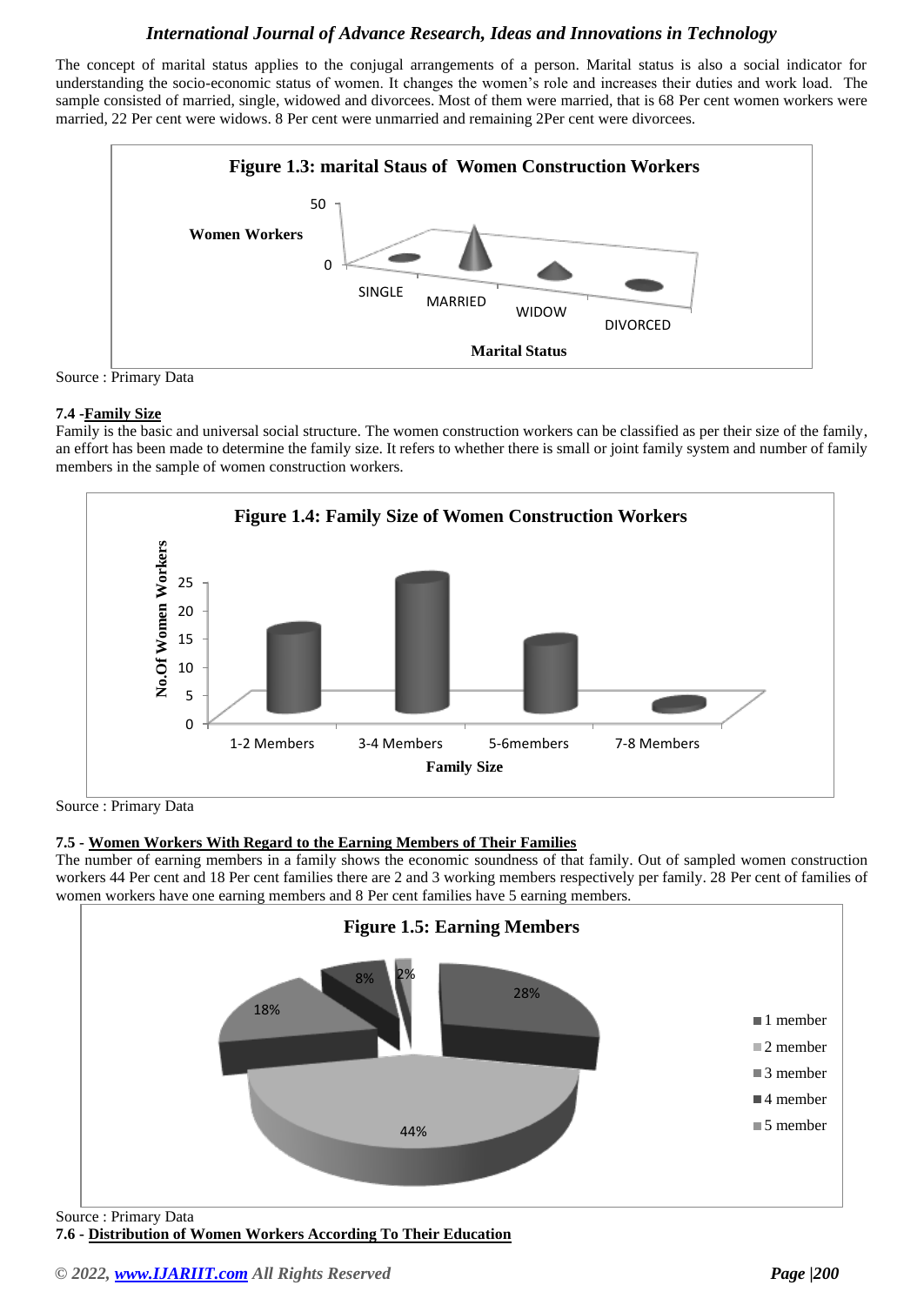The concept of marital status applies to the conjugal arrangements of a person. Marital status is also a social indicator for understanding the socio-economic status of women. It changes the women's role and increases their duties and work load. The sample consisted of married, single, widowed and divorcees. Most of them were married, that is 68 Per cent women workers were married, 22 Per cent were widows. 8 Per cent were unmarried and remaining 2Per cent were divorcees.

**Figure 1.3: marital Staus of Women Construction Workers**

Source : Primary Data

### 7.4 -Family Size

Family is the basic and universal social structure. The women construction workers can be classified as per their size of the family, an effort has been made to determine the family size. It refers to whether there is small or joint family system and number of family members in the sample of women construction workers.

**Figure 1.4: Family Size of Women Construction Workers**

Source : Primary Data

### 7.5 - Women Workers With Regard to the Earning Members of Their Families

The number of earning members in a family shows the economic soundness of that family. Out of sampled women construction workers 44 Per cent and 18 Per cent families there are 2 and 3 working members respectively per family. 28 Per cent of families of women workers have one earning members and 8 Per cent families have 5 earning members.

**Figure 1.5: Earning Members**

Source : Primary Data

### 7.6 - Distribution of Women Workers According To Their Education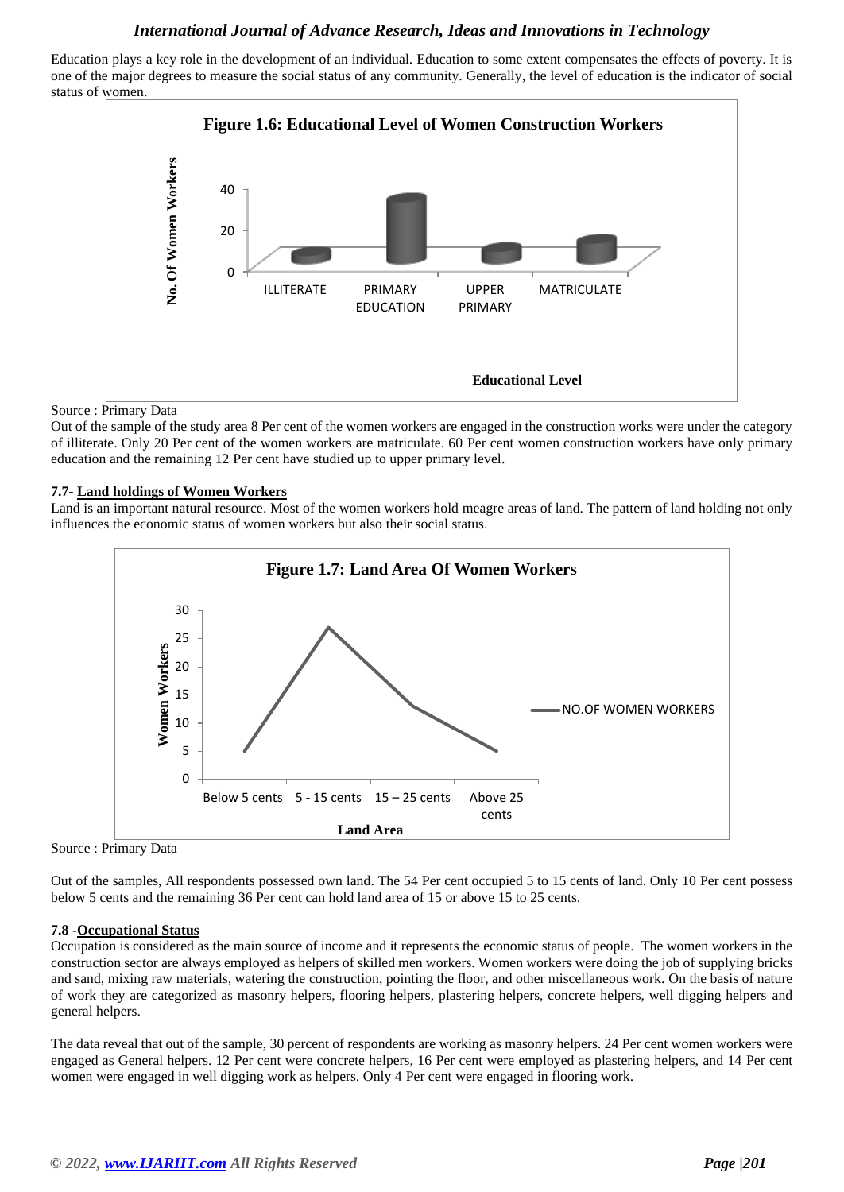Education plays a key role in the development of an individual. Education to some extent compensates the effects of poverty. It is one of the major degrees to measure the social status of any community. Generally, the level of education is the indicator of social status of women.

**Figure 1.6: Educational Level of Women Construction Workers**

Source : Primary Data

Out of the sample of the study area 8 Per cent of the women workers are engaged in the construction works were under the category of illiterate. Only 20 Per cent of the women workers are matriculate. 60 Per cent women construction workers have only primary education and the remaining 12 Per cent have studied up to upper primary level.

#### 7.7- Land holdings of Women Workers

Land is an important natural resource. Most of the women workers hold meagre areas of land. The pattern of land holding not only influences the economic status of women workers but also their social status.

**Figure 1.7: Land Area Of Women Workers**

Source : Primary Data

Out of the samples, All respondents possessed own land. The 54 Per cent occupied 5 to 15 cents of land. Only 10 Per cent possess below 5 cents and the remaining 36 Per cent can hold land area of 15 or above 15 to 25 cents.

#### 7.8 -Occupational Status

Occupation is considered as the main source of income and it represents the economic status of people. The women workers in the construction sector are always employed as helpers of skilled men workers. Women workers were doing the job of supplying bricks and sand, mixing raw materials, watering the construction, pointing the floor, and other miscellaneous work. On the basis of nature of work they are categorized as masonry helpers, flooring helpers, plastering helpers, concrete helpers, well digging helpers and general helpers.

The data reveal that out of the sample, 30 percent of respondents are working as masonry helpers. 24 Per cent women workers were engaged as General helpers. 12 Per cent were concrete helpers, 16 Per cent were employed as plastering helpers, and 14 Per cent women were engaged in well digging work as helpers. Only 4 Per cent were engaged in flooring work.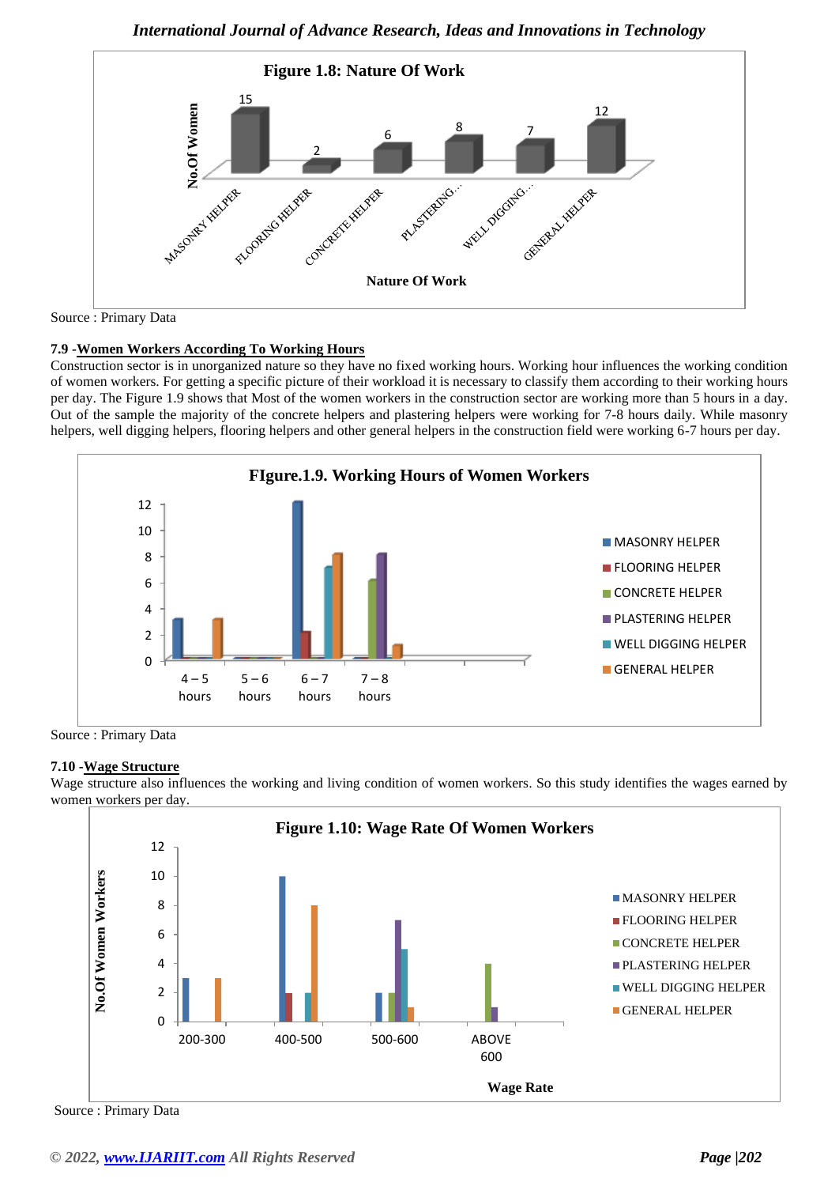**Figure 1.8: Nature Of Work**

Source : Primary Data

### 7.9 -Women Workers According To Working Hours

Construction sector is in unorganized nature so they have no fixed working hours. Working hour influences the working condition of women workers. For getting a specific picture of their workload it is necessary to classify them according to their working hours per day. The Figure 1.9 shows that Most of the women workers in the construction sector are working more than 5 hours in a day. Out of the sample the majority of the concrete helpers and plastering helpers were working for 7-8 hours daily. While masonry helpers, well digging helpers, flooring helpers and other general helpers in the construction field were working 6-7 hours per day.

**FIgure.1.9. Working Hours of Women Workers**

Source : Primary Data

### 7.10 -Wage Structure

Wage structure also influences the working and living condition of women workers. So this study identifies the wages earned by women workers per day.

**Figure 1.10: Wage Rate Of Women Workers**

Source : Primary Data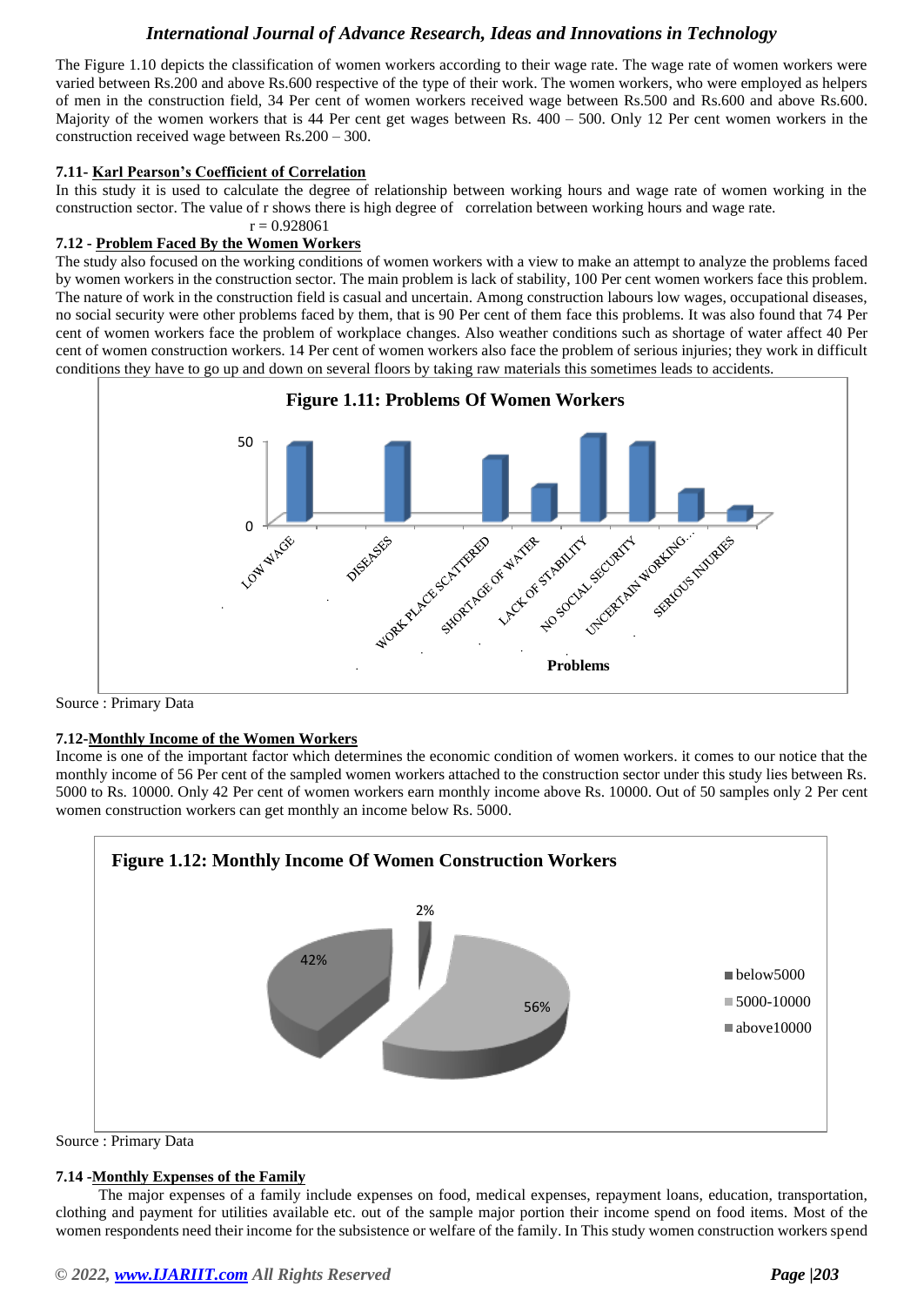The Figure 1.10 depicts the classification of women workers according to their wage rate. The wage rate of women workers were varied between Rs.200 and above Rs.600 respective of the type of their work. The women workers, who were employed as helpers of men in the construction field, 34 Per cent of women workers received wage between Rs.500 and Rs.600 and above Rs.600. Majority of the women workers that is 44 Per cent get wages between Rs. 400 – 500. Only 12 Per cent women workers in the construction received wage between Rs.200 – 300.

### 7.11- Karl Pearson's Coefficient of Correlation

In this study it is used to calculate the degree of relationship between working hours and wage rate of women working in the construction sector. The value of r shows there is high degree of correlation between working hours and wage rate.

$r = 0.928061$

### 7.12 - Problem Faced By the Women Workers

The study also focused on the working conditions of women workers with a view to make an attempt to analyze the problems faced by women workers in the construction sector. The main problem is lack of stability, 100 Per cent women workers face this problem. The nature of work in the construction field is casual and uncertain. Among construction labours low wages, occupational diseases, no social security were other problems faced by them, that is 90 Per cent of them face this problems. It was also found that 74 Per cent of women workers face the problem of workplace changes. Also weather conditions such as shortage of water affect 40 Per cent of women construction workers. 14 Per cent of women workers also face the problem of serious injuries; they work in difficult conditions they have to go up and down on several floors by taking raw materials this sometimes leads to accidents.

**Figure 1.11: Problems Of Women Workers**

Source : Primary Data

### 7.12-Monthly Income of the Women Workers

Income is one of the important factor which determines the economic condition of women workers. it comes to our notice that the monthly income of 56 Per cent of the sampled women workers attached to the construction sector under this study lies between Rs. 5000 to Rs. 10000. Only 42 Per cent of women workers earn monthly income above Rs. 10000. Out of 50 samples only 2 Per cent women construction workers can get monthly an income below Rs. 5000.

**Figure 1.12: Monthly Income Of Women Construction Workers**

Source : Primary Data

### 7.14 -Monthly Expenses of the Family

The major expenses of a family include expenses on food, medical expenses, repayment loans, education, transportation, clothing and payment for utilities available etc. out of the sample major portion their income spend on food items. Most of the women respondents need their income for the subsistence or welfare of the family. In This study women construction workers spend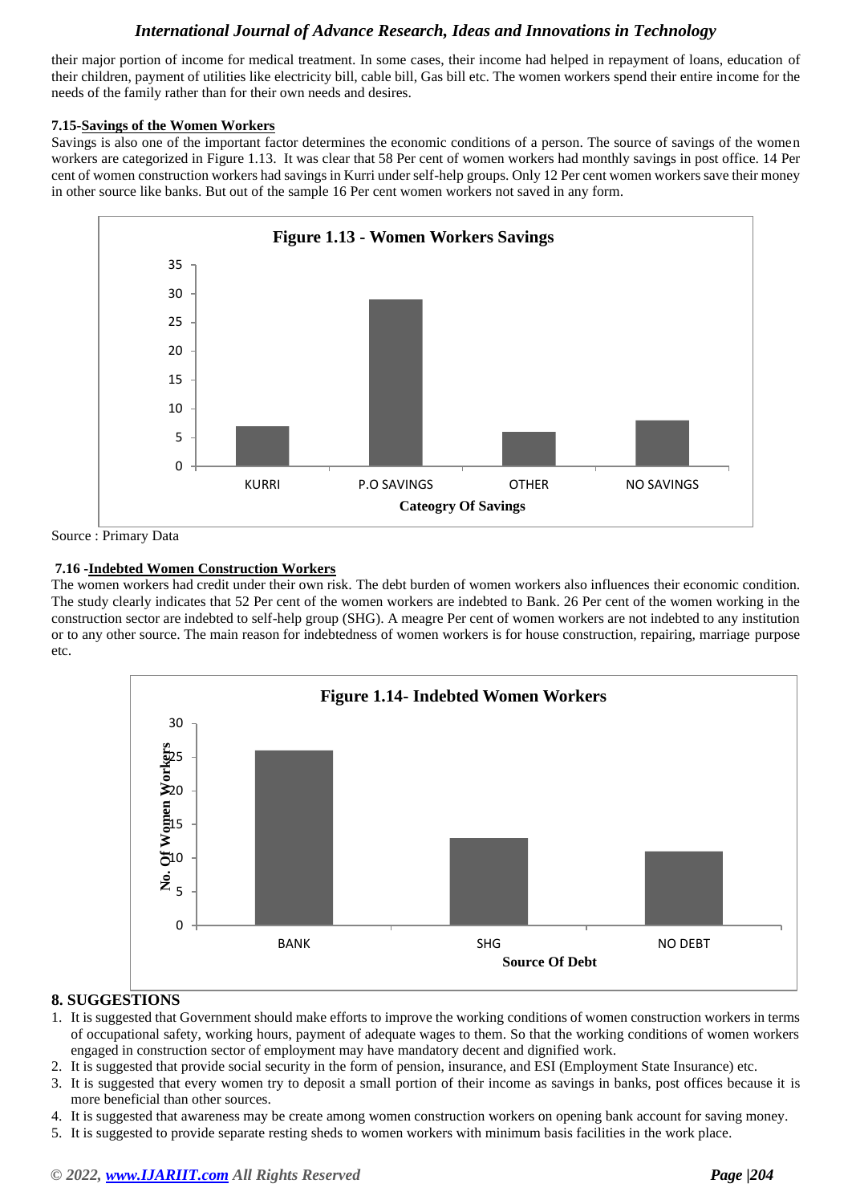their major portion of income for medical treatment. In some cases, their income had helped in repayment of loans, education of their children, payment of utilities like electricity bill, cable bill, Gas bill etc. The women workers spend their entire income for the needs of the family rather than for their own needs and desires.

### 7.15-Savings of the Women Workers

Savings is also one of the important factor determines the economic conditions of a person. The source of savings of the women workers are categorized in Figure 1.13. It was clear that 58 Per cent of women workers had monthly savings in post office. 14 Per cent of women construction workers had savings in Kurri under self-help groups. Only 12 Per cent women workers save their money in other source like banks. But out of the sample 16 Per cent women workers not saved in any form.

**Figure 1.13 - Women Workers Savings**

| Cateogry Of Savings | Value |
|---|---|
| KURRI | 7 |
| P.O SAVINGS | 29 |
| OTHER | 6 |
| NO SAVINGS | 8 |

Source : Primary Data

### 7.16 -Indebted Women Construction Workers

The women workers had credit under their own risk. The debt burden of women workers also influences their economic condition. The study clearly indicates that 52 Per cent of the women workers are indebted to Bank. 26 Per cent of the women working in the construction sector are indebted to self-help group (SHG). A meagre Per cent of women workers are not indebted to any institution or to any other source. The main reason for indebtedness of women workers is for house construction, repairing, marriage purpose etc.

**Figure 1.14- Indebted Women Workers**

| Source Of Debt | No. Of Women Workers |
|---|---|
| BANK | 26 |
| SHG | 13 |
| NO DEBT | 11 |

## 8. SUGGESTIONS

1. It is suggested that Government should make efforts to improve the working conditions of women construction workers in terms of occupational safety, working hours, payment of adequate wages to them. So that the working conditions of women workers engaged in construction sector of employment may have mandatory decent and dignified work.
2. It is suggested that provide social security in the form of pension, insurance, and ESI (Employment State Insurance) etc.
3. It is suggested that every women try to deposit a small portion of their income as savings in banks, post offices because it is more beneficial than other sources.
4. It is suggested that awareness may be create among women construction workers on opening bank account for saving money.
5. It is suggested to provide separate resting sheds to women workers with minimum basis facilities in the work place.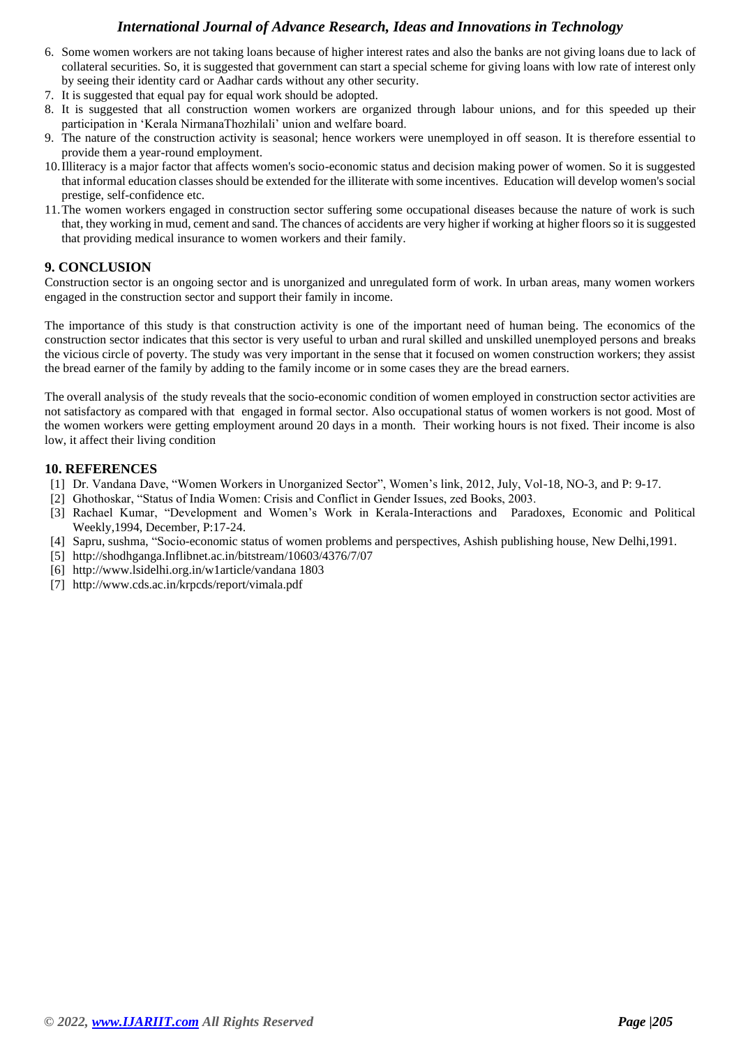6. Some women workers are not taking loans because of higher interest rates and also the banks are not giving loans due to lack of collateral securities. So, it is suggested that government can start a special scheme for giving loans with low rate of interest only by seeing their identity card or Aadhar cards without any other security.
7. It is suggested that equal pay for equal work should be adopted.
8. It is suggested that all construction women workers are organized through labour unions, and for this speeded up their participation in 'Kerala NirmanaThozhilali' union and welfare board.
9. The nature of the construction activity is seasonal; hence workers were unemployed in off season. It is therefore essential to provide them a year-round employment.
10. Illiteracy is a major factor that affects women's socio-economic status and decision making power of women. So it is suggested that informal education classes should be extended for the illiterate with some incentives. Education will develop women's social prestige, self-confidence etc.
11. The women workers engaged in construction sector suffering some occupational diseases because the nature of work is such that, they working in mud, cement and sand. The chances of accidents are very higher if working at higher floors so it is suggested that providing medical insurance to women workers and their family.

## 9. CONCLUSION

Construction sector is an ongoing sector and is unorganized and unregulated form of work. In urban areas, many women workers engaged in the construction sector and support their family in income.

The importance of this study is that construction activity is one of the important need of human being. The economics of the construction sector indicates that this sector is very useful to urban and rural skilled and unskilled unemployed persons and breaks the vicious circle of poverty. The study was very important in the sense that it focused on women construction workers; they assist the bread earner of the family by adding to the family income or in some cases they are the bread earners.

The overall analysis of the study reveals that the socio-economic condition of women employed in construction sector activities are not satisfactory as compared with that engaged in formal sector. Also occupational status of women workers is not good. Most of the women workers were getting employment around 20 days in a month. Their working hours is not fixed. Their income is also low, it affect their living condition

## 10. REFERENCES

[1] Dr. Vandana Dave, "Women Workers in Unorganized Sector", Women's link, 2012, July, Vol-18, NO-3, and P: 9-17.

[2] Ghothoskar, "Status of India Women: Crisis and Conflict in Gender Issues, zed Books, 2003.

[3] Rachael Kumar, "Development and Women's Work in Kerala-Interactions and Paradoxes, Economic and Political Weekly,1994, December, P:17-24.

[4] Sapru, sushma, "Socio-economic status of women problems and perspectives, Ashish publishing house, New Delhi,1991.

[5] http://shodhganga.Inflibnet.ac.in/bitstream/10603/4376/7/07

[6] http://www.lsidelhi.org.in/w1article/vandana 1803

[7] http://www.cds.ac.in/krpcds/report/vimala.pdf